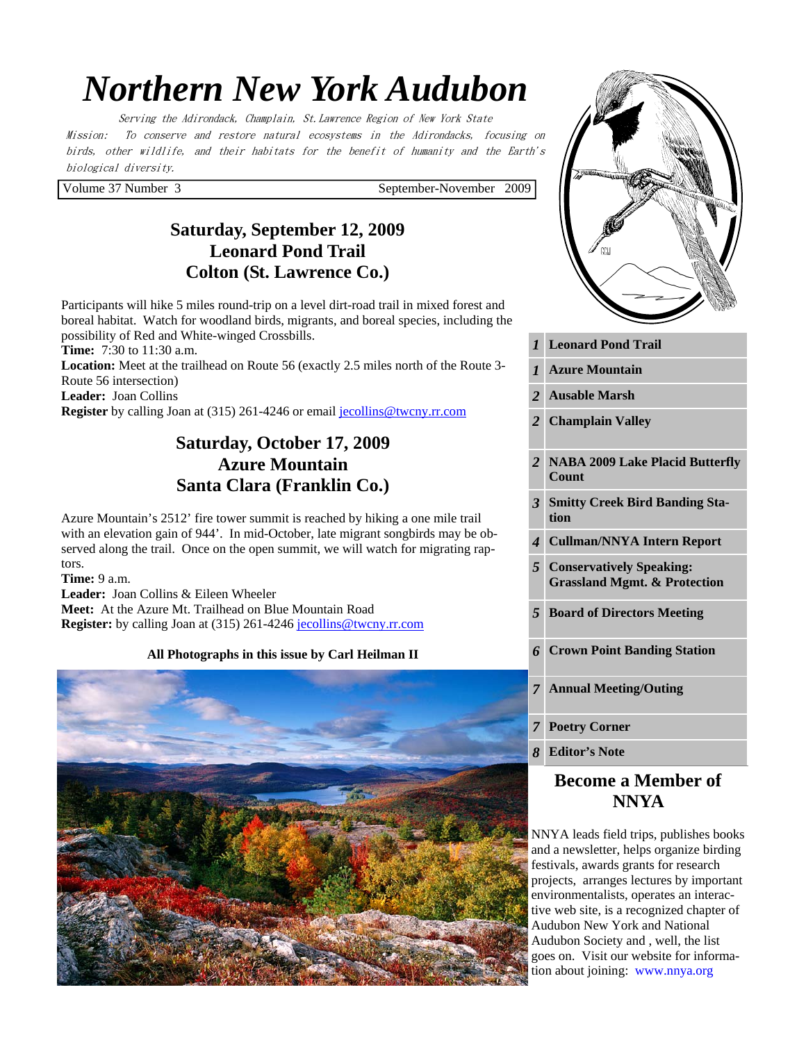# Northern New York Audubon

*Serving the Adirondack, Champlain, St. Lawrence Region of New York State*

*Mission: To conserve and restore natural ecosystems in the Adirondacks, focusing on birds, other wildlife, and their habitats for the benefit of humanity and the Earth's biological diversity.*

Volume 37 Number 3 — September-November 2009

## Saturday, September 12, 2009
## Leonard Pond Trail
## Colton (St. Lawrence Co.)

Participants will hike 5 miles round-trip on a level dirt-road trail in mixed forest and boreal habitat. Watch for woodland birds, migrants, and boreal species, including the possibility of Red and White-winged Crossbills.

**Time:** 7:30 to 11:30 a.m.

**Location:** Meet at the trailhead on Route 56 (exactly 2.5 miles north of the Route 3-Route 56 intersection)

**Leader:** Joan Collins

**Register** by calling Joan at (315) 261-4246 or email jecollins@twcny.rr.com

## Saturday, October 17, 2009
## Azure Mountain
## Santa Clara (Franklin Co.)

Azure Mountain's 2512' fire tower summit is reached by hiking a one mile trail with an elevation gain of 944'. In mid-October, late migrant songbirds may be observed along the trail. Once on the open summit, we will watch for migrating raptors.

**Time:** 9 a.m.

**Leader:** Joan Collins & Eileen Wheeler

**Meet:** At the Azure Mt. Trailhead on Blue Mountain Road

**Register:** by calling Joan at (315) 261-4246 jecollins@twcny.rr.com

**All Photographs in this issue by Carl Heilman II**

| | |
|---|---|
| *1* | **Leonard Pond Trail** |
| *1* | **Azure Mountain** |
| *2* | **Ausable Marsh** |
| *2* | **Champlain Valley** |
| *2* | **NABA 2009 Lake Placid Butterfly Count** |
| *3* | **Smitty Creek Bird Banding Station** |
| *4* | **Cullman/NNYA Intern Report** |
| *5* | **Conservatively Speaking: Grassland Mgmt. & Protection** |
| *5* | **Board of Directors Meeting** |
| *6* | **Crown Point Banding Station** |
| *7* | **Annual Meeting/Outing** |
| *7* | **Poetry Corner** |
| *8* | **Editor's Note** |

## Become a Member of NNYA

NNYA leads field trips, publishes books and a newsletter, helps organize birding festivals, awards grants for research projects, arranges lectures by important environmentalists, operates an interactive web site, is a recognized chapter of Audubon New York and National Audubon Society and , well, the list goes on. Visit our website for information about joining: www.nnya.org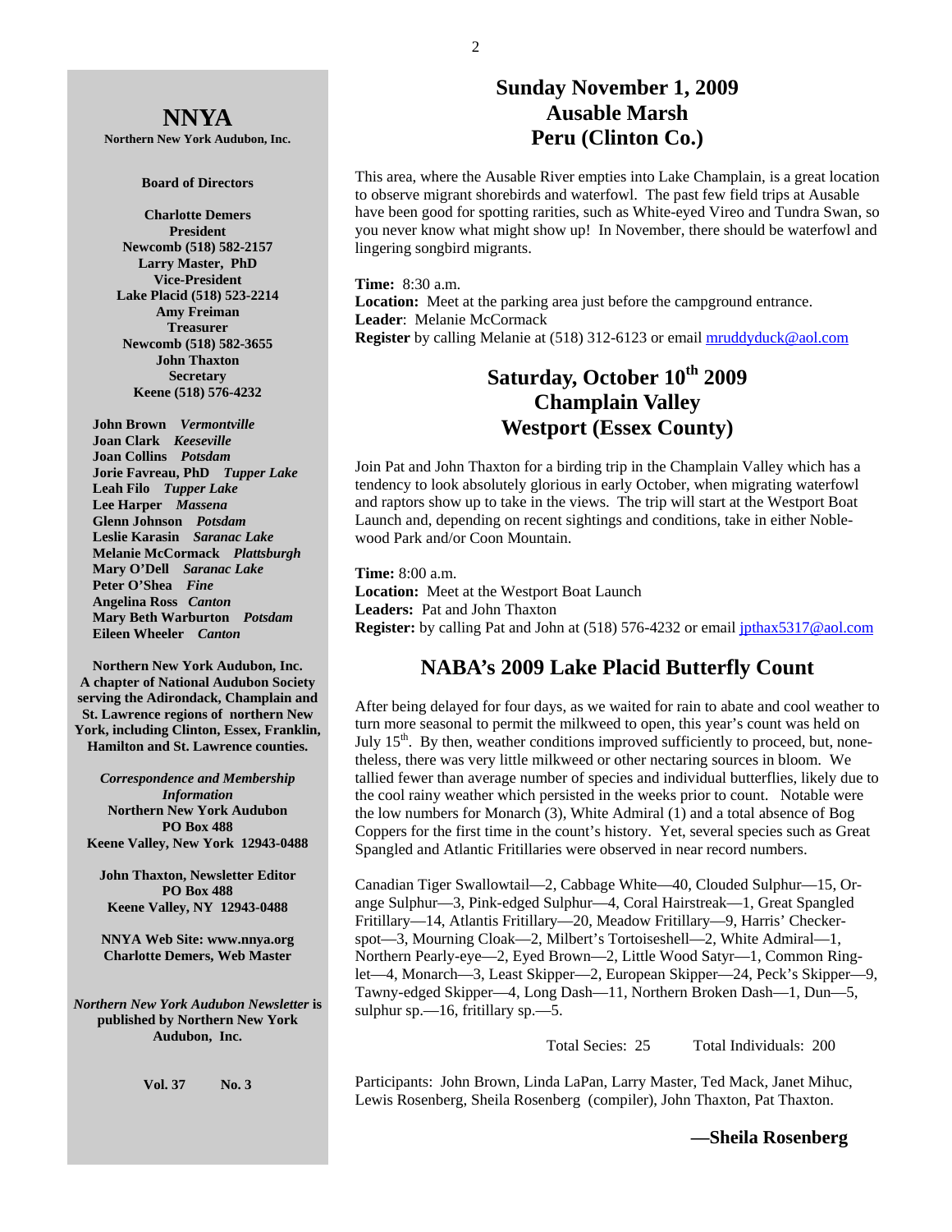# NNYA

**Northern New York Audubon, Inc.**

**Board of Directors**

**Charlotte Demers**
**President**
**Newcomb (518) 582-2157**
**Larry Master, PhD**
**Vice-President**
**Lake Placid (518) 523-2214**
**Amy Freiman**
**Treasurer**
**Newcomb (518) 582-3655**
**John Thaxton**
**Secretary**
**Keene (518) 576-4232**

**John Brown** ***Vermontville***
**Joan Clark** ***Keeseville***
**Joan Collins** ***Potsdam***
**Jorie Favreau, PhD** ***Tupper Lake***
**Leah Filo** ***Tupper Lake***
**Lee Harper** ***Massena***
**Glenn Johnson** ***Potsdam***
**Leslie Karasin** ***Saranac Lake***
**Melanie McCormack** ***Plattsburgh***
**Mary O'Dell** ***Saranac Lake***
**Peter O'Shea** ***Fine***
**Angelina Ross** ***Canton***
**Mary Beth Warburton** ***Potsdam***
**Eileen Wheeler** ***Canton***

**Northern New York Audubon, Inc. A chapter of National Audubon Society serving the Adirondack, Champlain and St. Lawrence regions of northern New York, including Clinton, Essex, Franklin, Hamilton and St. Lawrence counties.**

***Correspondence and Membership Information***
**Northern New York Audubon**
**PO Box 488**
**Keene Valley, New York 12943-0488**

**John Thaxton, Newsletter Editor**
**PO Box 488**
**Keene Valley, NY 12943-0488**

**NNYA Web Site: www.nnya.org**
**Charlotte Demers, Web Master**

***Northern New York Audubon Newsletter*** **is published by Northern New York Audubon, Inc.**

**Vol. 37 No. 3**

## Sunday November 1, 2009
## Ausable Marsh
## Peru (Clinton Co.)

This area, where the Ausable River empties into Lake Champlain, is a great location to observe migrant shorebirds and waterfowl. The past few field trips at Ausable have been good for spotting rarities, such as White-eyed Vireo and Tundra Swan, so you never know what might show up! In November, there should be waterfowl and lingering songbird migrants.

**Time:** 8:30 a.m.
**Location:** Meet at the parking area just before the campground entrance.
**Leader**: Melanie McCormack
**Register** by calling Melanie at (518) 312-6123 or email mruddyduck@aol.com

## Saturday, October 10th 2009
## Champlain Valley
## Westport (Essex County)

Join Pat and John Thaxton for a birding trip in the Champlain Valley which has a tendency to look absolutely glorious in early October, when migrating waterfowl and raptors show up to take in the views. The trip will start at the Westport Boat Launch and, depending on recent sightings and conditions, take in either Noblewood Park and/or Coon Mountain.

**Time:** 8:00 a.m.
**Location:** Meet at the Westport Boat Launch
**Leaders:** Pat and John Thaxton
**Register:** by calling Pat and John at (518) 576-4232 or email jpthax5317@aol.com

## NABA's 2009 Lake Placid Butterfly Count

After being delayed for four days, as we waited for rain to abate and cool weather to turn more seasonal to permit the milkweed to open, this year's count was held on July 15th. By then, weather conditions improved sufficiently to proceed, but, nonetheless, there was very little milkweed or other nectaring sources in bloom. We tallied fewer than average number of species and individual butterflies, likely due to the cool rainy weather which persisted in the weeks prior to count. Notable were the low numbers for Monarch (3), White Admiral (1) and a total absence of Bog Coppers for the first time in the count's history. Yet, several species such as Great Spangled and Atlantic Fritillaries were observed in near record numbers.

Canadian Tiger Swallowtail—2, Cabbage White—40, Clouded Sulphur—15, Orange Sulphur—3, Pink-edged Sulphur—4, Coral Hairstreak—1, Great Spangled Fritillary—14, Atlantis Fritillary—20, Meadow Fritillary—9, Harris' Checkerspot—3, Mourning Cloak—2, Milbert's Tortoiseshell—2, White Admiral—1, Northern Pearly-eye—2, Eyed Brown—2, Little Wood Satyr—1, Common Ringlet—4, Monarch—3, Least Skipper—2, European Skipper—24, Peck's Skipper—9, Tawny-edged Skipper—4, Long Dash—11, Northern Broken Dash—1, Dun—5, sulphur sp.—16, fritillary sp.—5.

Total Secies: 25 Total Individuals: 200

Participants: John Brown, Linda LaPan, Larry Master, Ted Mack, Janet Mihuc, Lewis Rosenberg, Sheila Rosenberg (compiler), John Thaxton, Pat Thaxton.

**—Sheila Rosenberg**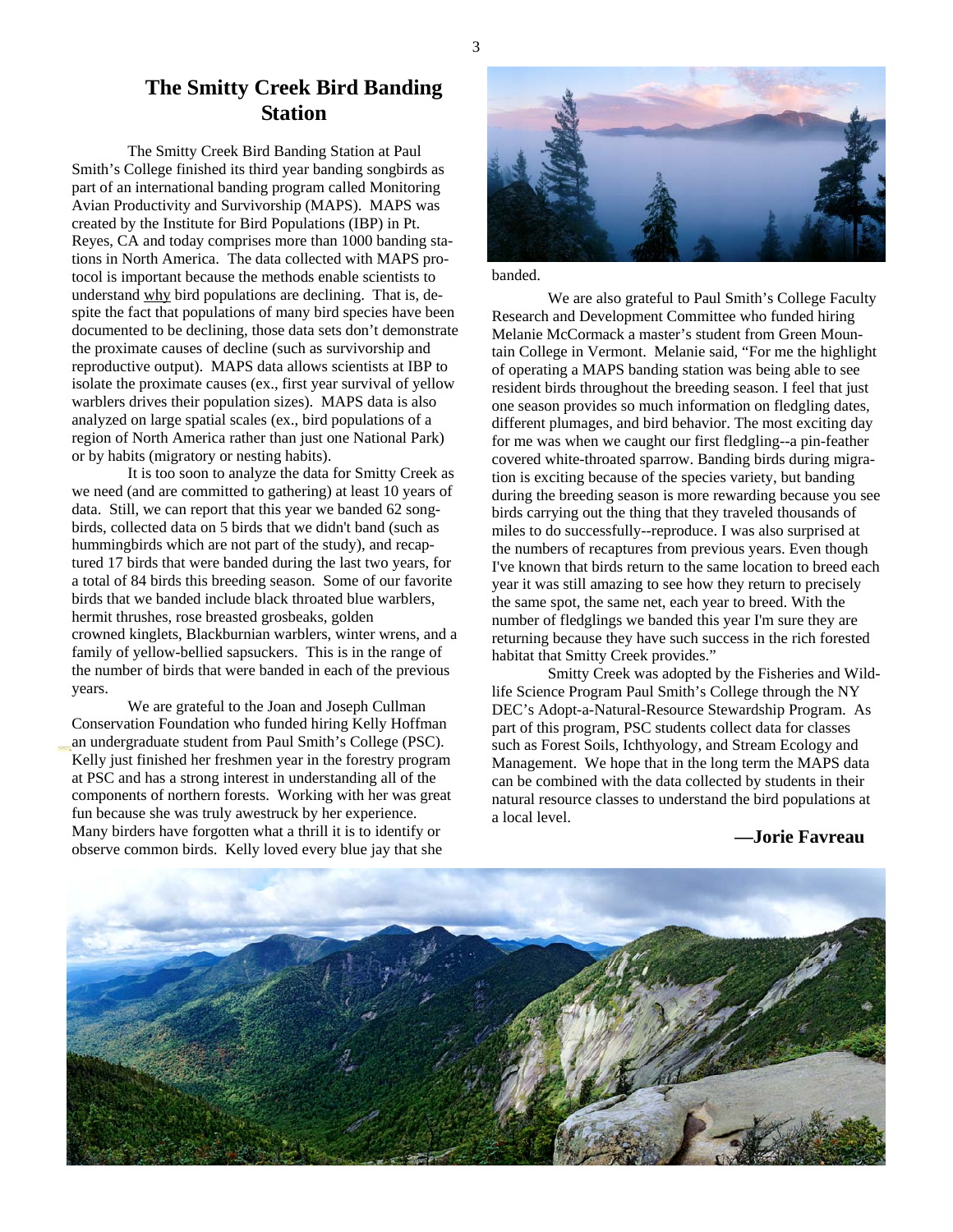# The Smitty Creek Bird Banding Station

The Smitty Creek Bird Banding Station at Paul Smith's College finished its third year banding songbirds as part of an international banding program called Monitoring Avian Productivity and Survivorship (MAPS). MAPS was created by the Institute for Bird Populations (IBP) in Pt. Reyes, CA and today comprises more than 1000 banding stations in North America. The data collected with MAPS protocol is important because the methods enable scientists to understand why bird populations are declining. That is, despite the fact that populations of many bird species have been documented to be declining, those data sets don't demonstrate the proximate causes of decline (such as survivorship and reproductive output). MAPS data allows scientists at IBP to isolate the proximate causes (ex., first year survival of yellow warblers drives their population sizes). MAPS data is also analyzed on large spatial scales (ex., bird populations of a region of North America rather than just one National Park) or by habits (migratory or nesting habits).

It is too soon to analyze the data for Smitty Creek as we need (and are committed to gathering) at least 10 years of data. Still, we can report that this year we banded 62 songbirds, collected data on 5 birds that we didn't band (such as hummingbirds which are not part of the study), and recaptured 17 birds that were banded during the last two years, for a total of 84 birds this breeding season. Some of our favorite birds that we banded include black throated blue warblers, hermit thrushes, rose breasted grosbeaks, golden crowned kinglets, Blackburnian warblers, winter wrens, and a family of yellow-bellied sapsuckers. This is in the range of the number of birds that were banded in each of the previous years.

We are grateful to the Joan and Joseph Cullman Conservation Foundation who funded hiring Kelly Hoffman an undergraduate student from Paul Smith's College (PSC). Kelly just finished her freshmen year in the forestry program at PSC and has a strong interest in understanding all of the components of northern forests. Working with her was great fun because she was truly awestruck by her experience. Many birders have forgotten what a thrill it is to identify or observe common birds. Kelly loved every blue jay that she banded.

We are also grateful to Paul Smith's College Faculty Research and Development Committee who funded hiring Melanie McCormack a master's student from Green Mountain College in Vermont. Melanie said, "For me the highlight of operating a MAPS banding station was being able to see resident birds throughout the breeding season. I feel that just one season provides so much information on fledgling dates, different plumages, and bird behavior. The most exciting day for me was when we caught our first fledgling--a pin-feather covered white-throated sparrow. Banding birds during migration is exciting because of the species variety, but banding during the breeding season is more rewarding because you see birds carrying out the thing that they traveled thousands of miles to do successfully--reproduce. I was also surprised at the numbers of recaptures from previous years. Even though I've known that birds return to the same location to breed each year it was still amazing to see how they return to precisely the same spot, the same net, each year to breed. With the number of fledglings we banded this year I'm sure they are returning because they have such success in the rich forested habitat that Smitty Creek provides."

Smitty Creek was adopted by the Fisheries and Wildlife Science Program Paul Smith's College through the NY DEC's Adopt-a-Natural-Resource Stewardship Program. As part of this program, PSC students collect data for classes such as Forest Soils, Ichthyology, and Stream Ecology and Management. We hope that in the long term the MAPS data can be combined with the data collected by students in their natural resource classes to understand the bird populations at a local level.

**—Jorie Favreau**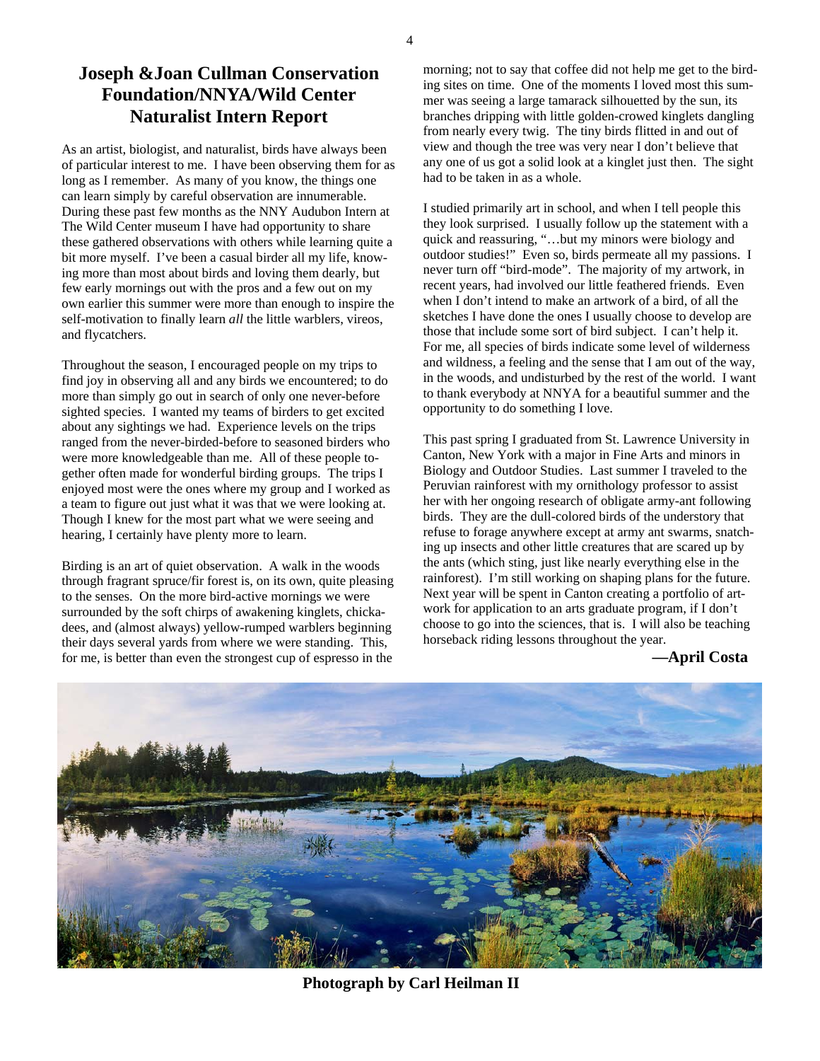## Joseph &Joan Cullman Conservation Foundation/NNYA/Wild Center Naturalist Intern Report

As an artist, biologist, and naturalist, birds have always been of particular interest to me. I have been observing them for as long as I remember. As many of you know, the things one can learn simply by careful observation are innumerable. During these past few months as the NNY Audubon Intern at The Wild Center museum I have had opportunity to share these gathered observations with others while learning quite a bit more myself. I've been a casual birder all my life, knowing more than most about birds and loving them dearly, but few early mornings out with the pros and a few out on my own earlier this summer were more than enough to inspire the self-motivation to finally learn *all* the little warblers, vireos, and flycatchers.

Throughout the season, I encouraged people on my trips to find joy in observing all and any birds we encountered; to do more than simply go out in search of only one never-before sighted species. I wanted my teams of birders to get excited about any sightings we had. Experience levels on the trips ranged from the never-birded-before to seasoned birders who were more knowledgeable than me. All of these people together often made for wonderful birding groups. The trips I enjoyed most were the ones where my group and I worked as a team to figure out just what it was that we were looking at. Though I knew for the most part what we were seeing and hearing, I certainly have plenty more to learn.

Birding is an art of quiet observation. A walk in the woods through fragrant spruce/fir forest is, on its own, quite pleasing to the senses. On the more bird-active mornings we were surrounded by the soft chirps of awakening kinglets, chickadees, and (almost always) yellow-rumped warblers beginning their days several yards from where we were standing. This, for me, is better than even the strongest cup of espresso in the morning; not to say that coffee did not help me get to the birding sites on time. One of the moments I loved most this summer was seeing a large tamarack silhouetted by the sun, its branches dripping with little golden-crowed kinglets dangling from nearly every twig. The tiny birds flitted in and out of view and though the tree was very near I don't believe that any one of us got a solid look at a kinglet just then. The sight had to be taken in as a whole.

I studied primarily art in school, and when I tell people this they look surprised. I usually follow up the statement with a quick and reassuring, "…but my minors were biology and outdoor studies!" Even so, birds permeate all my passions. I never turn off "bird-mode". The majority of my artwork, in recent years, had involved our little feathered friends. Even when I don't intend to make an artwork of a bird, of all the sketches I have done the ones I usually choose to develop are those that include some sort of bird subject. I can't help it. For me, all species of birds indicate some level of wilderness and wildness, a feeling and the sense that I am out of the way, in the woods, and undisturbed by the rest of the world. I want to thank everybody at NNYA for a beautiful summer and the opportunity to do something I love.

This past spring I graduated from St. Lawrence University in Canton, New York with a major in Fine Arts and minors in Biology and Outdoor Studies. Last summer I traveled to the Peruvian rainforest with my ornithology professor to assist her with her ongoing research of obligate army-ant following birds. They are the dull-colored birds of the understory that refuse to forage anywhere except at army ant swarms, snatching up insects and other little creatures that are scared up by the ants (which sting, just like nearly everything else in the rainforest). I'm still working on shaping plans for the future. Next year will be spent in Canton creating a portfolio of artwork for application to an arts graduate program, if I don't choose to go into the sciences, that is. I will also be teaching horseback riding lessons throughout the year.

**—April Costa**

**Photograph by Carl Heilman II**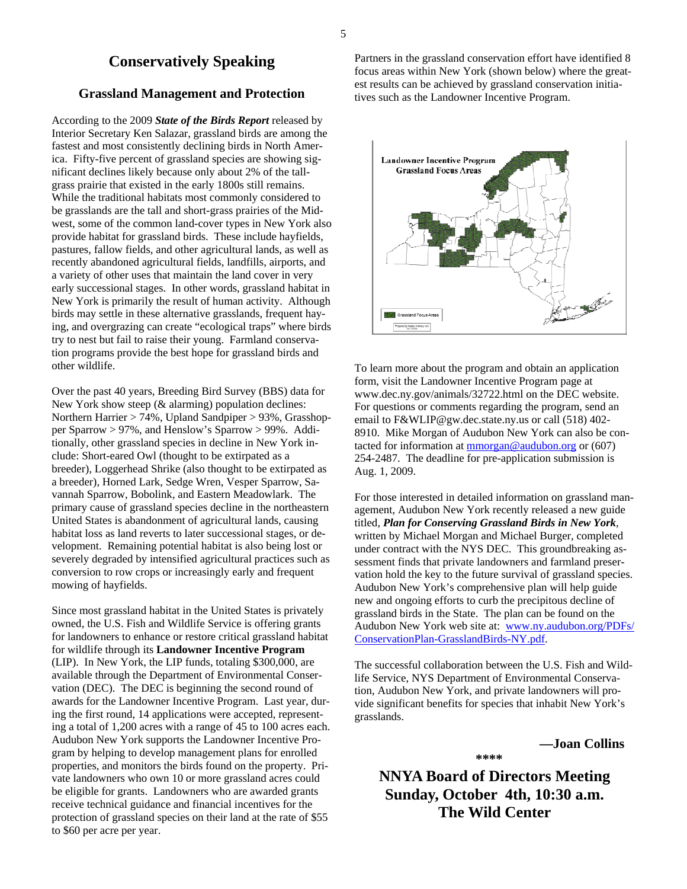# Conservatively Speaking

## Grassland Management and Protection

According to the 2009 ***State of the Birds Report*** released by Interior Secretary Ken Salazar, grassland birds are among the fastest and most consistently declining birds in North America. Fifty-five percent of grassland species are showing significant declines likely because only about 2% of the tallgrass prairie that existed in the early 1800s still remains. While the traditional habitats most commonly considered to be grasslands are the tall and short-grass prairies of the Midwest, some of the common land-cover types in New York also provide habitat for grassland birds. These include hayfields, pastures, fallow fields, and other agricultural lands, as well as recently abandoned agricultural fields, landfills, airports, and a variety of other uses that maintain the land cover in very early successional stages. In other words, grassland habitat in New York is primarily the result of human activity. Although birds may settle in these alternative grasslands, frequent haying, and overgrazing can create "ecological traps" where birds try to nest but fail to raise their young. Farmland conservation programs provide the best hope for grassland birds and other wildlife.

Over the past 40 years, Breeding Bird Survey (BBS) data for New York show steep (& alarming) population declines: Northern Harrier > 74%, Upland Sandpiper > 93%, Grasshopper Sparrow > 97%, and Henslow's Sparrow > 99%. Additionally, other grassland species in decline in New York include: Short-eared Owl (thought to be extirpated as a breeder), Loggerhead Shrike (also thought to be extirpated as a breeder), Horned Lark, Sedge Wren, Vesper Sparrow, Savannah Sparrow, Bobolink, and Eastern Meadowlark. The primary cause of grassland species decline in the northeastern United States is abandonment of agricultural lands, causing habitat loss as land reverts to later successional stages, or development. Remaining potential habitat is also being lost or severely degraded by intensified agricultural practices such as conversion to row crops or increasingly early and frequent mowing of hayfields.

Since most grassland habitat in the United States is privately owned, the U.S. Fish and Wildlife Service is offering grants for landowners to enhance or restore critical grassland habitat for wildlife through its **Landowner Incentive Program** (LIP). In New York, the LIP funds, totaling $300,000, are available through the Department of Environmental Conservation (DEC). The DEC is beginning the second round of awards for the Landowner Incentive Program. Last year, during the first round, 14 applications were accepted, representing a total of 1,200 acres with a range of 45 to 100 acres each. Audubon New York supports the Landowner Incentive Program by helping to develop management plans for enrolled properties, and monitors the birds found on the property. Private landowners who own 10 or more grassland acres could be eligible for grants. Landowners who are awarded grants receive technical guidance and financial incentives for the protection of grassland species on their land at the rate of $55 to $60 per acre per year.

Partners in the grassland conservation effort have identified 8 focus areas within New York (shown below) where the greatest results can be achieved by grassland conservation initiatives such as the Landowner Incentive Program.

Landowner Incentive Program Grassland Focus Areas

To learn more about the program and obtain an application form, visit the Landowner Incentive Program page at www.dec.ny.gov/animals/32722.html on the DEC website. For questions or comments regarding the program, send an email to F&WLIP@gw.dec.state.ny.us or call (518) 402-8910. Mike Morgan of Audubon New York can also be contacted for information at mmorgan@audubon.org or (607) 254-2487. The deadline for pre-application submission is Aug. 1, 2009.

For those interested in detailed information on grassland management, Audubon New York recently released a new guide titled, ***Plan for Conserving Grassland Birds in New York***, written by Michael Morgan and Michael Burger, completed under contract with the NYS DEC. This groundbreaking assessment finds that private landowners and farmland preservation hold the key to the future survival of grassland species. Audubon New York's comprehensive plan will help guide new and ongoing efforts to curb the precipitous decline of grassland birds in the State. The plan can be found on the Audubon New York web site at: www.ny.audubon.org/PDFs/ConservationPlan-GrasslandBirds-NY.pdf.

The successful collaboration between the U.S. Fish and Wildlife Service, NYS Department of Environmental Conservation, Audubon New York, and private landowners will provide significant benefits for species that inhabit New York's grasslands.

**—Joan Collins**

****

## NNYA Board of Directors Meeting
## Sunday, October 4th, 10:30 a.m.
## The Wild Center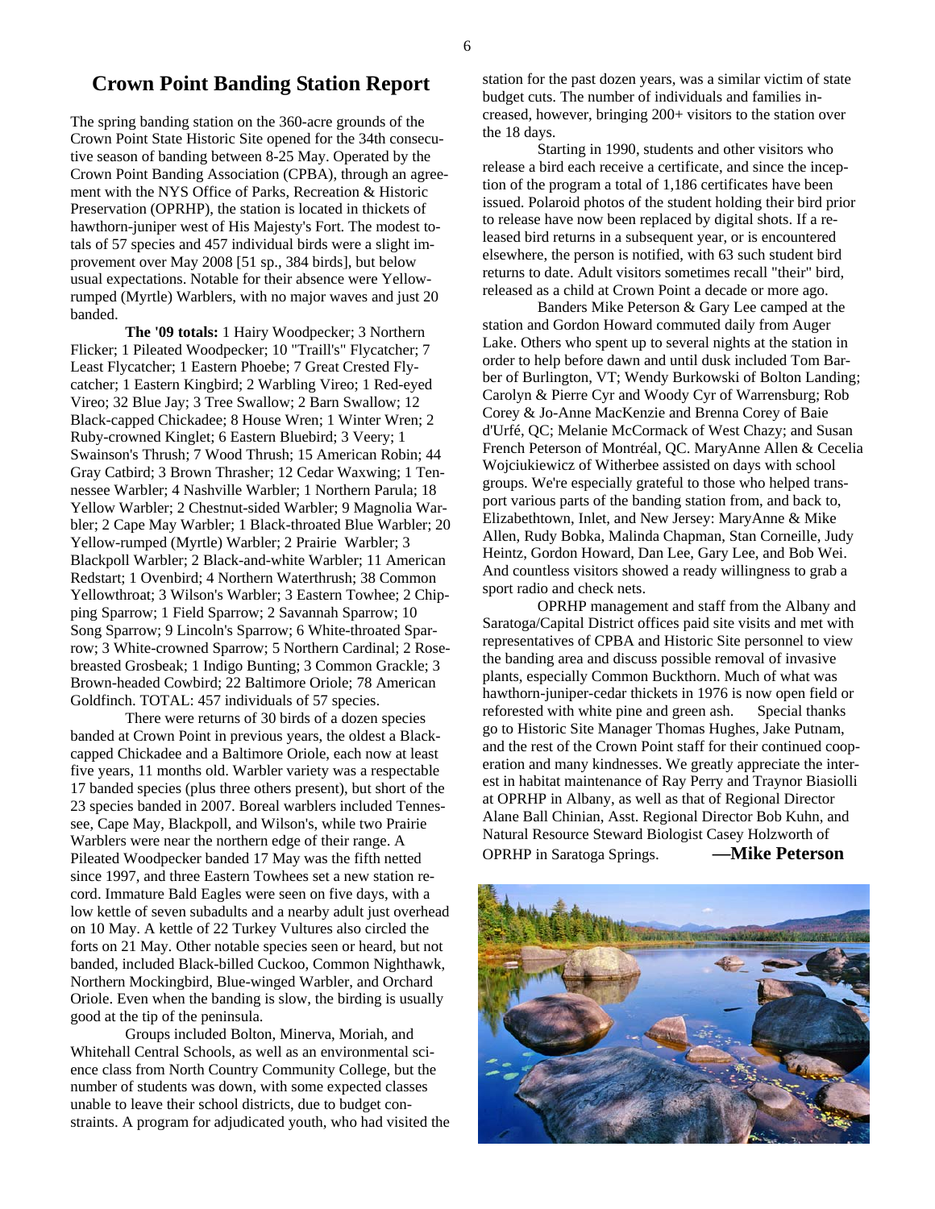## Crown Point Banding Station Report

The spring banding station on the 360-acre grounds of the Crown Point State Historic Site opened for the 34th consecutive season of banding between 8-25 May. Operated by the Crown Point Banding Association (CPBA), through an agreement with the NYS Office of Parks, Recreation & Historic Preservation (OPRHP), the station is located in thickets of hawthorn-juniper west of His Majesty's Fort. The modest totals of 57 species and 457 individual birds were a slight improvement over May 2008 [51 sp., 384 birds], but below usual expectations. Notable for their absence were Yellow-rumped (Myrtle) Warblers, with no major waves and just 20 banded.

**The '09 totals:** 1 Hairy Woodpecker; 3 Northern Flicker; 1 Pileated Woodpecker; 10 "Traill's" Flycatcher; 7 Least Flycatcher; 1 Eastern Phoebe; 7 Great Crested Flycatcher; 1 Eastern Kingbird; 2 Warbling Vireo; 1 Red-eyed Vireo; 32 Blue Jay; 3 Tree Swallow; 2 Barn Swallow; 12 Black-capped Chickadee; 8 House Wren; 1 Winter Wren; 2 Ruby-crowned Kinglet; 6 Eastern Bluebird; 3 Veery; 1 Swainson's Thrush; 7 Wood Thrush; 15 American Robin; 44 Gray Catbird; 3 Brown Thrasher; 12 Cedar Waxwing; 1 Tennessee Warbler; 4 Nashville Warbler; 1 Northern Parula; 18 Yellow Warbler; 2 Chestnut-sided Warbler; 9 Magnolia Warbler; 2 Cape May Warbler; 1 Black-throated Blue Warbler; 20 Yellow-rumped (Myrtle) Warbler; 2 Prairie Warbler; 3 Blackpoll Warbler; 2 Black-and-white Warbler; 11 American Redstart; 1 Ovenbird; 4 Northern Waterthrush; 38 Common Yellowthroat; 3 Wilson's Warbler; 3 Eastern Towhee; 2 Chipping Sparrow; 1 Field Sparrow; 2 Savannah Sparrow; 10 Song Sparrow; 9 Lincoln's Sparrow; 6 White-throated Sparrow; 3 White-crowned Sparrow; 5 Northern Cardinal; 2 Rose-breasted Grosbeak; 1 Indigo Bunting; 3 Common Grackle; 3 Brown-headed Cowbird; 22 Baltimore Oriole; 78 American Goldfinch. TOTAL: 457 individuals of 57 species.

There were returns of 30 birds of a dozen species banded at Crown Point in previous years, the oldest a Black-capped Chickadee and a Baltimore Oriole, each now at least five years, 11 months old. Warbler variety was a respectable 17 banded species (plus three others present), but short of the 23 species banded in 2007. Boreal warblers included Tennessee, Cape May, Blackpoll, and Wilson's, while two Prairie Warblers were near the northern edge of their range. A Pileated Woodpecker banded 17 May was the fifth netted since 1997, and three Eastern Towhees set a new station record. Immature Bald Eagles were seen on five days, with a low kettle of seven subadults and a nearby adult just overhead on 10 May. A kettle of 22 Turkey Vultures also circled the forts on 21 May. Other notable species seen or heard, but not banded, included Black-billed Cuckoo, Common Nighthawk, Northern Mockingbird, Blue-winged Warbler, and Orchard Oriole. Even when the banding is slow, the birding is usually good at the tip of the peninsula.

Groups included Bolton, Minerva, Moriah, and Whitehall Central Schools, as well as an environmental science class from North Country Community College, but the number of students was down, with some expected classes unable to leave their school districts, due to budget constraints. A program for adjudicated youth, who had visited the station for the past dozen years, was a similar victim of state budget cuts. The number of individuals and families increased, however, bringing 200+ visitors to the station over the 18 days.

Starting in 1990, students and other visitors who release a bird each receive a certificate, and since the inception of the program a total of 1,186 certificates have been issued. Polaroid photos of the student holding their bird prior to release have now been replaced by digital shots. If a released bird returns in a subsequent year, or is encountered elsewhere, the person is notified, with 63 such student bird returns to date. Adult visitors sometimes recall "their" bird, released as a child at Crown Point a decade or more ago.

Banders Mike Peterson & Gary Lee camped at the station and Gordon Howard commuted daily from Auger Lake. Others who spent up to several nights at the station in order to help before dawn and until dusk included Tom Barber of Burlington, VT; Wendy Burkowski of Bolton Landing; Carolyn & Pierre Cyr and Woody Cyr of Warrensburg; Rob Corey & Jo-Anne MacKenzie and Brenna Corey of Baie d'Urfé, QC; Melanie McCormack of West Chazy; and Susan French Peterson of Montréal, QC. MaryAnne Allen & Cecelia Wojciukiewicz of Witherbee assisted on days with school groups. We're especially grateful to those who helped transport various parts of the banding station from, and back to, Elizabethtown, Inlet, and New Jersey: MaryAnne & Mike Allen, Rudy Bobka, Malinda Chapman, Stan Corneille, Judy Heintz, Gordon Howard, Dan Lee, Gary Lee, and Bob Wei. And countless visitors showed a ready willingness to grab a sport radio and check nets.

OPRHP management and staff from the Albany and Saratoga/Capital District offices paid site visits and met with representatives of CPBA and Historic Site personnel to view the banding area and discuss possible removal of invasive plants, especially Common Buckthorn. Much of what was hawthorn-juniper-cedar thickets in 1976 is now open field or reforested with white pine and green ash. Special thanks go to Historic Site Manager Thomas Hughes, Jake Putnam, and the rest of the Crown Point staff for their continued cooperation and many kindnesses. We greatly appreciate the interest in habitat maintenance of Ray Perry and Traynor Biasiolli at OPRHP in Albany, as well as that of Regional Director Alane Ball Chinian, Asst. Regional Director Bob Kuhn, and Natural Resource Steward Biologist Casey Holzworth of OPRHP in Saratoga Springs. **—Mike Peterson**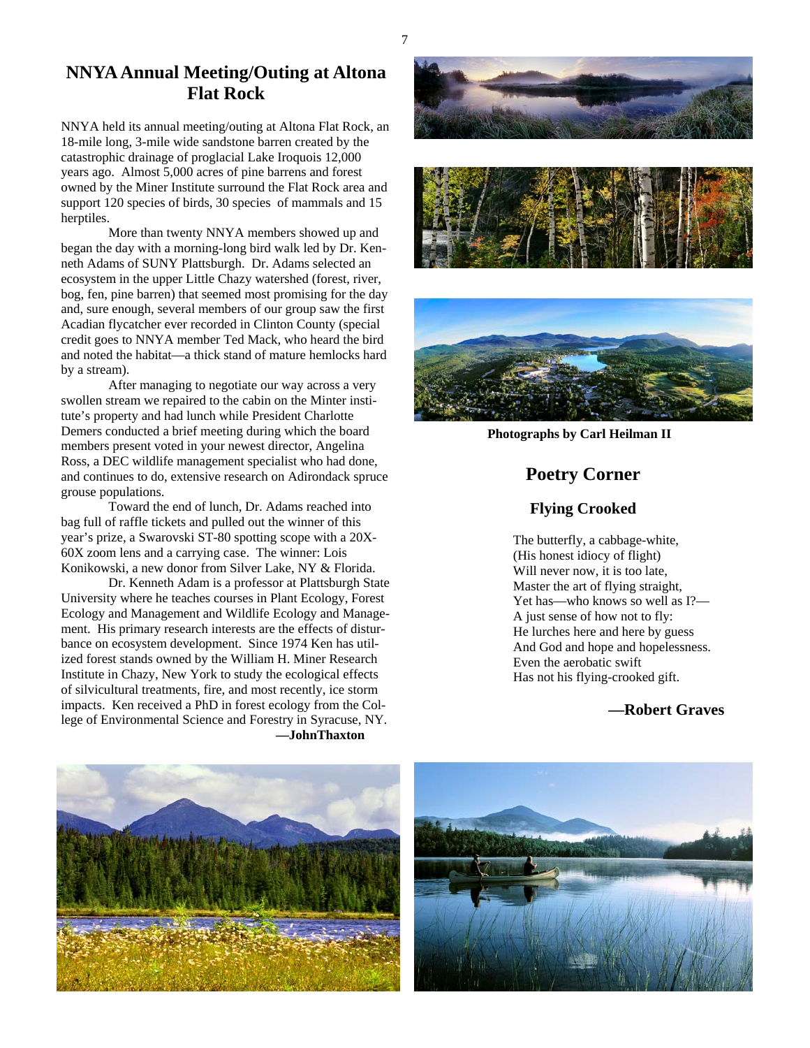## NNYA Annual Meeting/Outing at Altona Flat Rock

NNYA held its annual meeting/outing at Altona Flat Rock, an 18-mile long, 3-mile wide sandstone barren created by the catastrophic drainage of proglacial Lake Iroquois 12,000 years ago. Almost 5,000 acres of pine barrens and forest owned by the Miner Institute surround the Flat Rock area and support 120 species of birds, 30 species of mammals and 15 herptiles.

More than twenty NNYA members showed up and began the day with a morning-long bird walk led by Dr. Kenneth Adams of SUNY Plattsburgh. Dr. Adams selected an ecosystem in the upper Little Chazy watershed (forest, river, bog, fen, pine barren) that seemed most promising for the day and, sure enough, several members of our group saw the first Acadian flycatcher ever recorded in Clinton County (special credit goes to NNYA member Ted Mack, who heard the bird and noted the habitat—a thick stand of mature hemlocks hard by a stream).

After managing to negotiate our way across a very swollen stream we repaired to the cabin on the Minter institute's property and had lunch while President Charlotte Demers conducted a brief meeting during which the board members present voted in your newest director, Angelina Ross, a DEC wildlife management specialist who had done, and continues to do, extensive research on Adirondack spruce grouse populations.

Toward the end of lunch, Dr. Adams reached into bag full of raffle tickets and pulled out the winner of this year's prize, a Swarovski ST-80 spotting scope with a 20X-60X zoom lens and a carrying case. The winner: Lois Konikowski, a new donor from Silver Lake, NY & Florida.

Dr. Kenneth Adam is a professor at Plattsburgh State University where he teaches courses in Plant Ecology, Forest Ecology and Management and Wildlife Ecology and Management. His primary research interests are the effects of disturbance on ecosystem development. Since 1974 Ken has utilized forest stands owned by the William H. Miner Research Institute in Chazy, New York to study the ecological effects of silvicultural treatments, fire, and most recently, ice storm impacts. Ken received a PhD in forest ecology from the College of Environmental Science and Forestry in Syracuse, NY.

**—JohnThaxton**

**Photographs by Carl Heilman II**

## Poetry Corner

### Flying Crooked

The butterfly, a cabbage-white,  
(His honest idiocy of flight)  
Will never now, it is too late,  
Master the art of flying straight,  
Yet has—who knows so well as I?—  
A just sense of how not to fly:  
He lurches here and here by guess  
And God and hope and hopelessness.  
Even the aerobatic swift  
Has not his flying-crooked gift.

**—Robert Graves**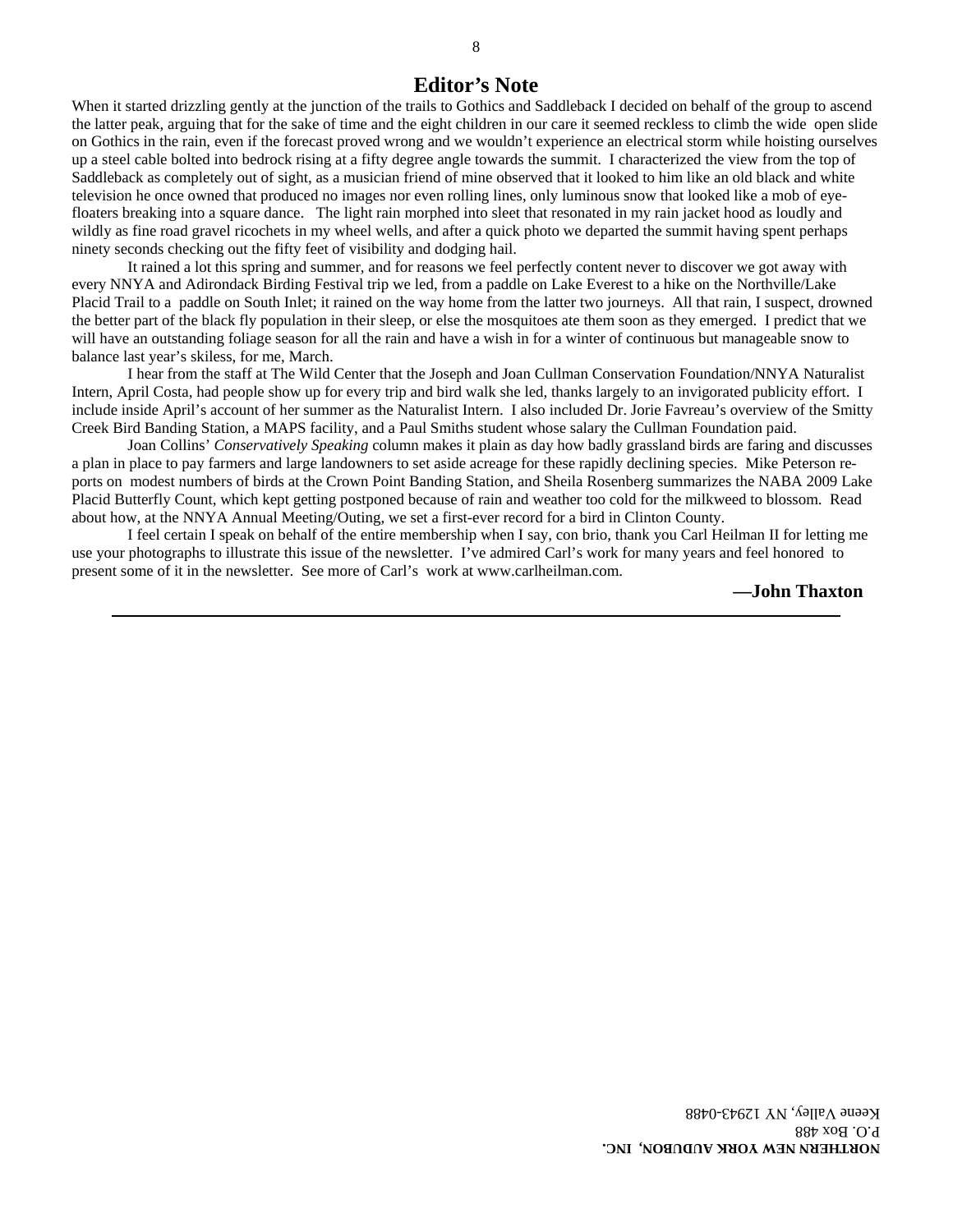## Editor's Note

When it started drizzling gently at the junction of the trails to Gothics and Saddleback I decided on behalf of the group to ascend the latter peak, arguing that for the sake of time and the eight children in our care it seemed reckless to climb the wide open slide on Gothics in the rain, even if the forecast proved wrong and we wouldn't experience an electrical storm while hoisting ourselves up a steel cable bolted into bedrock rising at a fifty degree angle towards the summit. I characterized the view from the top of Saddleback as completely out of sight, as a musician friend of mine observed that it looked to him like an old black and white television he once owned that produced no images nor even rolling lines, only luminous snow that looked like a mob of eye-floaters breaking into a square dance. The light rain morphed into sleet that resonated in my rain jacket hood as loudly and wildly as fine road gravel ricochets in my wheel wells, and after a quick photo we departed the summit having spent perhaps ninety seconds checking out the fifty feet of visibility and dodging hail.

It rained a lot this spring and summer, and for reasons we feel perfectly content never to discover we got away with every NNYA and Adirondack Birding Festival trip we led, from a paddle on Lake Everest to a hike on the Northville/Lake Placid Trail to a paddle on South Inlet; it rained on the way home from the latter two journeys. All that rain, I suspect, drowned the better part of the black fly population in their sleep, or else the mosquitoes ate them soon as they emerged. I predict that we will have an outstanding foliage season for all the rain and have a wish in for a winter of continuous but manageable snow to balance last year's skiless, for me, March.

I hear from the staff at The Wild Center that the Joseph and Joan Cullman Conservation Foundation/NNYA Naturalist Intern, April Costa, had people show up for every trip and bird walk she led, thanks largely to an invigorated publicity effort. I include inside April's account of her summer as the Naturalist Intern. I also included Dr. Jorie Favreau's overview of the Smitty Creek Bird Banding Station, a MAPS facility, and a Paul Smiths student whose salary the Cullman Foundation paid.

Joan Collins' *Conservatively Speaking* column makes it plain as day how badly grassland birds are faring and discusses a plan in place to pay farmers and large landowners to set aside acreage for these rapidly declining species. Mike Peterson reports on modest numbers of birds at the Crown Point Banding Station, and Sheila Rosenberg summarizes the NABA 2009 Lake Placid Butterfly Count, which kept getting postponed because of rain and weather too cold for the milkweed to blossom. Read about how, at the NNYA Annual Meeting/Outing, we set a first-ever record for a bird in Clinton County.

I feel certain I speak on behalf of the entire membership when I say, con brio, thank you Carl Heilman II for letting me use your photographs to illustrate this issue of the newsletter. I've admired Carl's work for many years and feel honored to present some of it in the newsletter. See more of Carl's work at www.carlheilman.com.

**—John Thaxton**

---

**NORTHERN NEW YORK AUDUBON, INC.**
P.O. Box 488
Keene Valley, NY 12943-0488